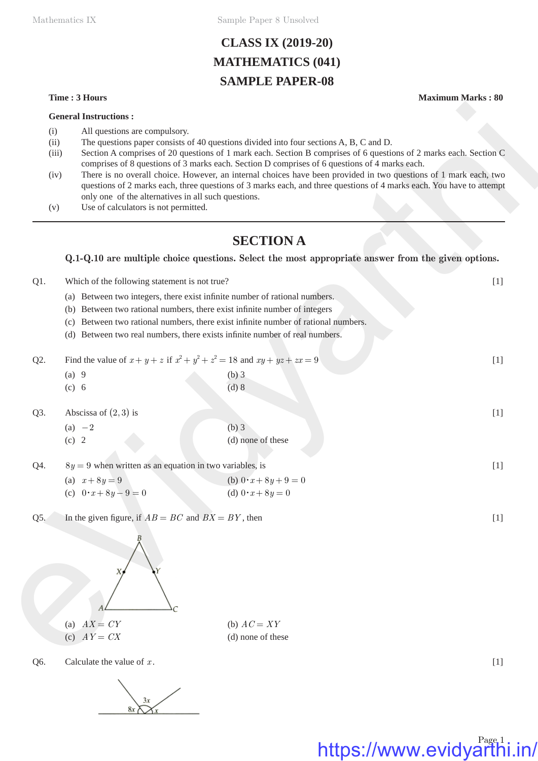# CLASS IX (2019-20)
# MATHEMATICS (041)
# SAMPLE PAPER-08

**Time : 3 Hours** **Maximum Marks : 80**

**General Instructions :**

(i) All questions are compulsory.

(ii) The questions paper consists of 40 questions divided into four sections A, B, C and D.

(iii) Section A comprises of 20 questions of 1 mark each. Section B comprises of 6 questions of 2 marks each. Section C comprises of 8 questions of 3 marks each. Section D comprises of 6 questions of 4 marks each.

(iv) There is no overall choice. However, an internal choices have been provided in two questions of 1 mark each, two questions of 2 marks each, three questions of 3 marks each, and three questions of 4 marks each. You have to attempt only one of the alternatives in all such questions.

(v) Use of calculators is not permitted.

---

## SECTION A

**Q.1-Q.10 are multiple choice questions. Select the most appropriate answer from the given options.**

Q1. Which of the following statement is not true? [1]

(a) Between two integers, there exist infinite number of rational numbers.

(b) Between two rational numbers, there exist infinite number of integers

(c) Between two rational numbers, there exist infinite number of rational numbers.

(d) Between two real numbers, there exists infinite number of real numbers.

Q2. Find the value of $x+y+z$ if $x^2+y^2+z^2=18$ and $xy+yz+zx=9$ [1]

(a) 9 (b) 3

(c) 6 (d) 8

Q3. Abscissa of $(2,3)$ is [1]

(a) $-2$ (b) 3

(c) 2 (d) none of these

Q4. $8y=9$ when written as an equation in two variables, is [1]

(a) $x+8y=9$ (b) $0\cdot x+8y+9=0$

(c) $0\cdot x+8y-9=0$ (d) $0\cdot x+8y=0$

Q5. In the given figure, if $AB=BC$ and $BX=BY$, then [1]

(a) $AX=CY$ (b) $AC=XY$

(c) $AY=CX$ (d) none of these

Q6. Calculate the value of $x$. [1]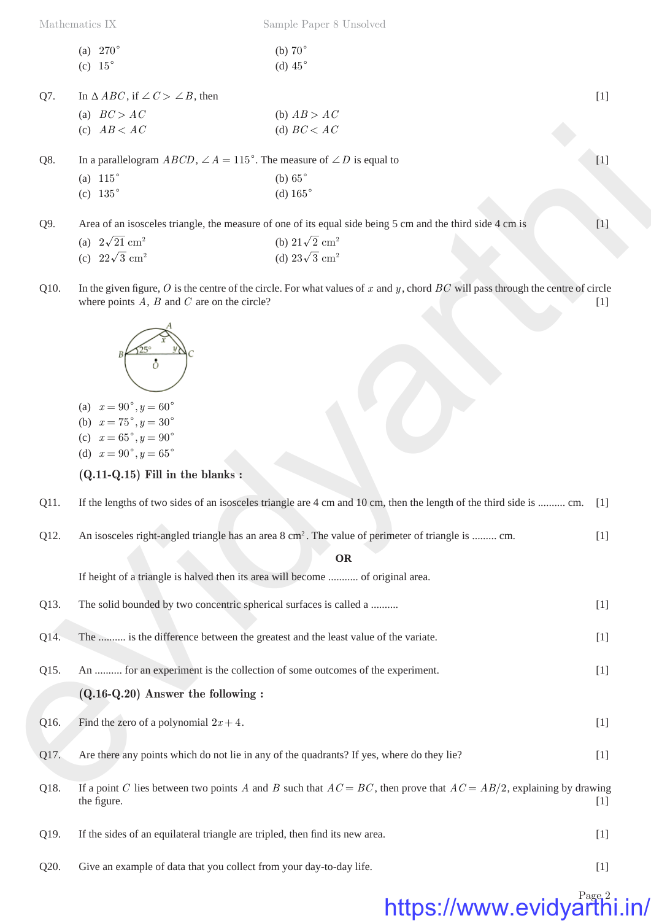(a) $270^\circ$ (b) $70^\circ$
(c) $15^\circ$ (d) $45^\circ$

Q7. In $\Delta ABC$, if $\angle C > \angle B$, then [1]

(a) $BC > AC$ (b) $AB > AC$
(c) $AB < AC$ (d) $BC < AC$

Q8. In a parallelogram $ABCD$, $\angle A = 115^\circ$. The measure of $\angle D$ is equal to [1]

(a) $115^\circ$ (b) $65^\circ$
(c) $135^\circ$ (d) $165^\circ$

Q9. Area of an isosceles triangle, the measure of one of its equal side being 5 cm and the third side 4 cm is [1]

(a) $2\sqrt{21}$ cm$^2$ (b) $21\sqrt{2}$ cm$^2$
(c) $22\sqrt{3}$ cm$^2$ (d) $23\sqrt{3}$ cm$^2$

Q10. In the given figure, $O$ is the centre of the circle. For what values of $x$ and $y$, chord $BC$ will pass through the centre of circle where points $A$, $B$ and $C$ are on the circle? [1]

(a) $x = 90^\circ, y = 60^\circ$
(b) $x = 75^\circ, y = 30^\circ$
(c) $x = 65^\circ, y = 90^\circ$
(d) $x = 90^\circ, y = 65^\circ$

**(Q.11-Q.15) Fill in the blanks :**

Q11. If the lengths of two sides of an isosceles triangle are 4 cm and 10 cm, then the length of the third side is .......... cm. [1]

Q12. An isosceles right-angled triangle has an area 8 cm$^2$. The value of perimeter of triangle is ......... cm. [1]

**OR**

If height of a triangle is halved then its area will become ........... of original area.

Q13. The solid bounded by two concentric spherical surfaces is called a .......... [1]

Q14. The .......... is the difference between the greatest and the least value of the variate. [1]

Q15. An .......... for an experiment is the collection of some outcomes of the experiment. [1]

**(Q.16-Q.20) Answer the following :**

Q16. Find the zero of a polynomial $2x + 4$. [1]

Q17. Are there any points which do not lie in any of the quadrants? If yes, where do they lie? [1]

Q18. If a point $C$ lies between two points $A$ and $B$ such that $AC = BC$, then prove that $AC = AB/2$, explaining by drawing the figure. [1]

Q19. If the sides of an equilateral triangle are tripled, then find its new area. [1]

Q20. Give an example of data that you collect from your day-to-day life. [1]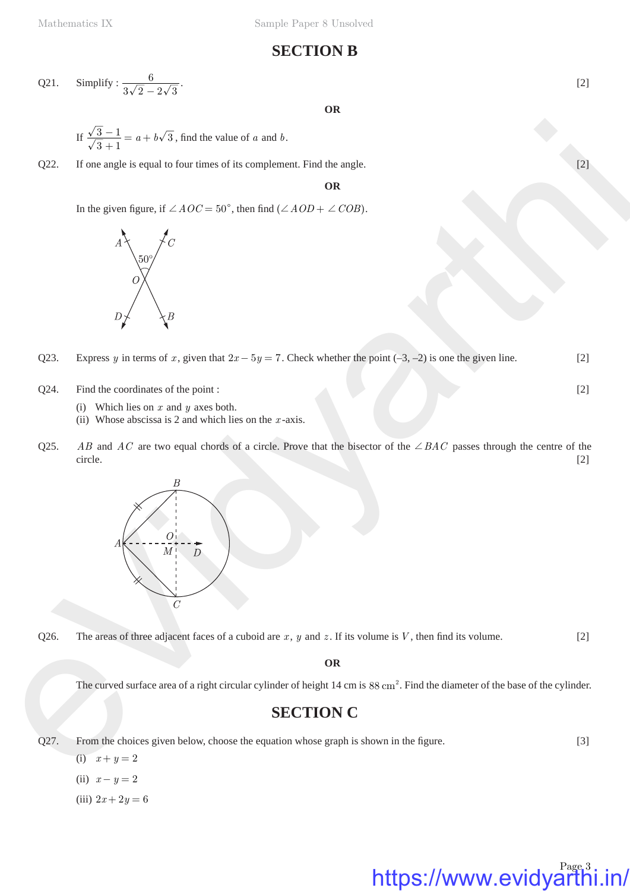## SECTION B

Q21. Simplify : $\dfrac{6}{3\sqrt{2}-2\sqrt{3}}$. [2]

**OR**

If $\dfrac{\sqrt{3}-1}{\sqrt{3}+1} = a + b\sqrt{3}$, find the value of $a$ and $b$.

Q22. If one angle is equal to four times of its complement. Find the angle. [2]

**OR**

In the given figure, if $\angle AOC = 50^\circ$, then find $(\angle AOD + \angle COB)$.

Q23. Express $y$ in terms of $x$, given that $2x - 5y = 7$. Check whether the point (–3, –2) is one the given line. [2]

Q24. Find the coordinates of the point : [2]

(i) Which lies on $x$ and $y$ axes both.
(ii) Whose abscissa is 2 and which lies on the $x$-axis.

Q25. $AB$ and $AC$ are two equal chords of a circle. Prove that the bisector of the $\angle BAC$ passes through the centre of the circle. [2]

Q26. The areas of three adjacent faces of a cuboid are $x$, $y$ and $z$. If its volume is $V$, then find its volume. [2]

**OR**

The curved surface area of a right circular cylinder of height 14 cm is $88 \text{ cm}^2$. Find the diameter of the base of the cylinder.

## SECTION C

Q27. From the choices given below, choose the equation whose graph is shown in the figure. [3]

(i) $x + y = 2$

(ii) $x - y = 2$

(iii) $2x + 2y = 6$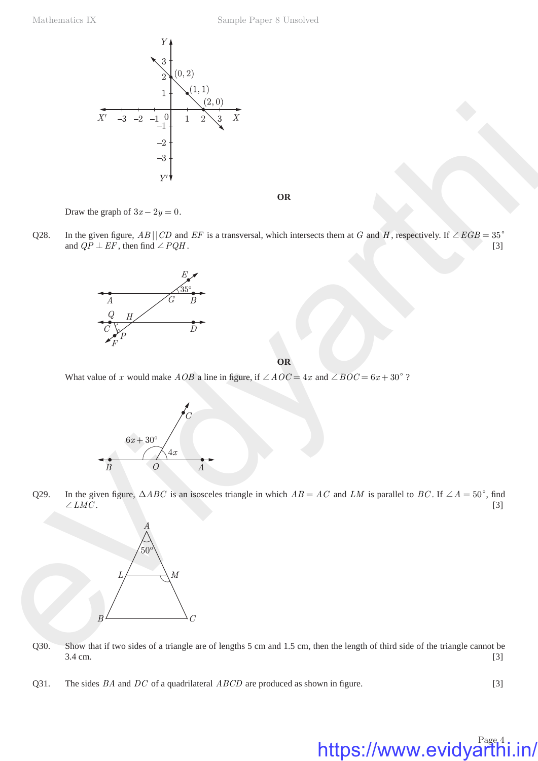**OR**

Draw the graph of $3x - 2y = 0$.

Q28. In the given figure, $AB || CD$ and $EF$ is a transversal, which intersects them at $G$ and $H$, respectively. If $\angle EGB = 35^\circ$ and $QP \perp EF$, then find $\angle PQH$. [3]

**OR**

What value of $x$ would make $AOB$ a line in figure, if $\angle AOC = 4x$ and $\angle BOC = 6x + 30^\circ$ ?

Q29. In the given figure, $\Delta ABC$ is an isosceles triangle in which $AB = AC$ and $LM$ is parallel to $BC$. If $\angle A = 50^\circ$, find $\angle LMC$. [3]

Q30. Show that if two sides of a triangle are of lengths 5 cm and 1.5 cm, then the length of third side of the triangle cannot be 3.4 cm. [3]

Q31. The sides $BA$ and $DC$ of a quadrilateral $ABCD$ are produced as shown in figure. [3]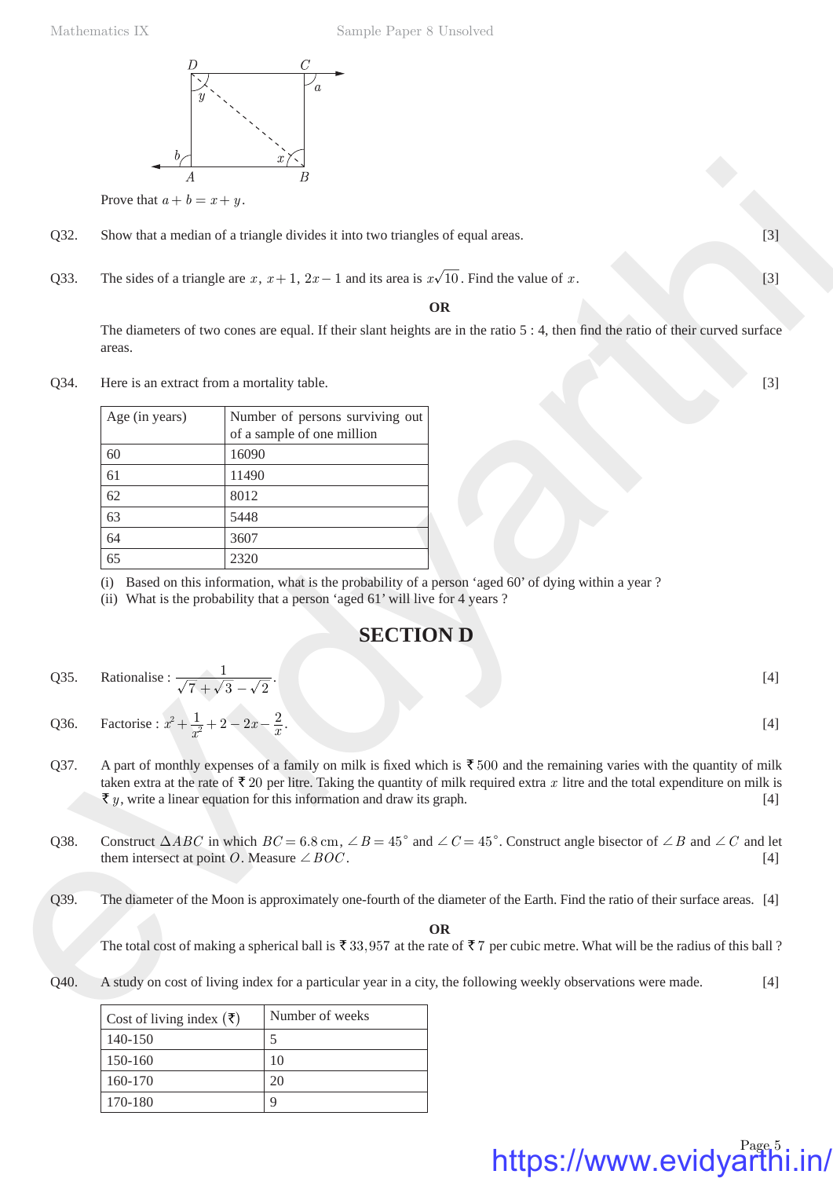Prove that $a + b = x + y$.

Q32. Show that a median of a triangle divides it into two triangles of equal areas. [3]

Q33. The sides of a triangle are $x$, $x+1$, $2x-1$ and its area is $x\sqrt{10}$. Find the value of $x$. [3]

**OR**

The diameters of two cones are equal. If their slant heights are in the ratio 5 : 4, then find the ratio of their curved surface areas.

Q34. Here is an extract from a mortality table. [3]

| Age (in years) | Number of persons surviving out of a sample of one million |
|---|---|
| 60 | 16090 |
| 61 | 11490 |
| 62 | 8012 |
| 63 | 5448 |
| 64 | 3607 |
| 65 | 2320 |

(i) Based on this information, what is the probability of a person 'aged 60' of dying within a year ?
(ii) What is the probability that a person 'aged 61' will live for 4 years ?

## SECTION D

Q35. Rationalise : $\dfrac{1}{\sqrt{7}+\sqrt{3}-\sqrt{2}}$. [4]

Q36. Factorise : $x^2 + \dfrac{1}{x^2} + 2 - 2x - \dfrac{2}{x}$. [4]

Q37. A part of monthly expenses of a family on milk is fixed which is ₹ 500 and the remaining varies with the quantity of milk taken extra at the rate of ₹ 20 per litre. Taking the quantity of milk required extra $x$ litre and the total expenditure on milk is ₹ $y$, write a linear equation for this information and draw its graph. [4]

Q38. Construct $\Delta ABC$ in which $BC = 6.8$ cm, $\angle B = 45^\circ$ and $\angle C = 45^\circ$. Construct angle bisector of $\angle B$ and $\angle C$ and let them intersect at point $O$. Measure $\angle BOC$. [4]

Q39. The diameter of the Moon is approximately one-fourth of the diameter of the Earth. Find the ratio of their surface areas. [4]

**OR**

The total cost of making a spherical ball is ₹ 33,957 at the rate of ₹ 7 per cubic metre. What will be the radius of this ball ?

Q40. A study on cost of living index for a particular year in a city, the following weekly observations were made. [4]

| Cost of living index (₹) | Number of weeks |
|---|---|
| 140-150 | 5 |
| 150-160 | 10 |
| 160-170 | 20 |
| 170-180 | 9 |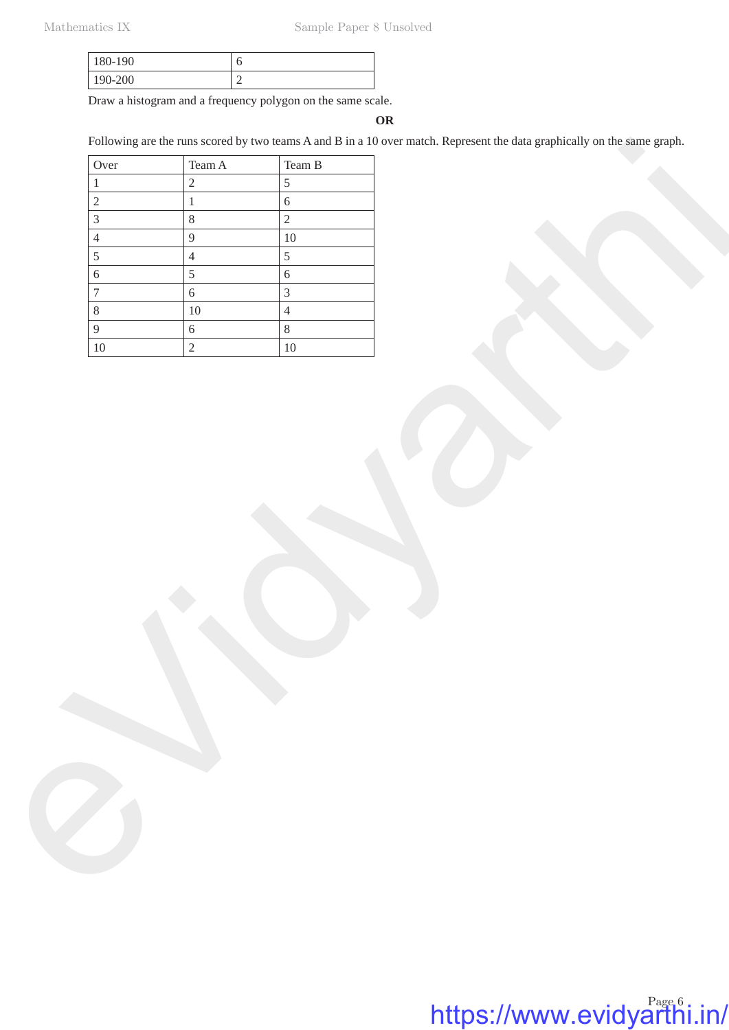| | |
|---|---|
| 180-190 | 6 |
| 190-200 | 2 |

Draw a histogram and a frequency polygon on the same scale.

**OR**

Following are the runs scored by two teams A and B in a 10 over match. Represent the data graphically on the same graph.

| Over | Team A | Team B |
|---|---|---|
| 1 | 2 | 5 |
| 2 | 1 | 6 |
| 3 | 8 | 2 |
| 4 | 9 | 10 |
| 5 | 4 | 5 |
| 6 | 5 | 6 |
| 7 | 6 | 3 |
| 8 | 10 | 4 |
| 9 | 6 | 8 |
| 10 | 2 | 10 |